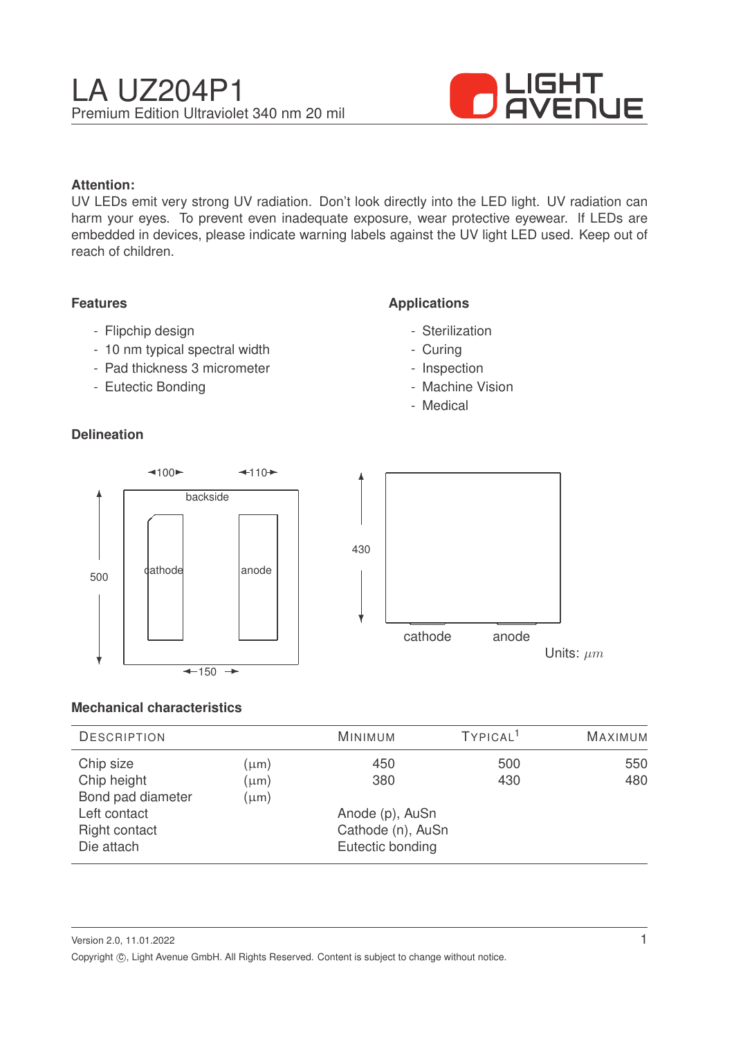# LA UZ204P1

Premium Edition Ultraviolet 340 nm 20 mil

**Attention:**
UV LEDs emit very strong UV radiation. Don't look directly into the LED light. UV radiation can harm your eyes. To prevent even inadequate exposure, wear protective eyewear. If LEDs are embedded in devices, please indicate warning labels against the UV light LED used. Keep out of reach of children.

### Features

- Flipchip design
- 10 nm typical spectral width
- Pad thickness 3 micrometer
- Eutectic Bonding

### Applications

- Sterilization
- Curing
- Inspection
- Machine Vision
- Medical

### Delineation

100, 110, backside, cathode, anode, 500, 150, 430, cathode, anode

Units: $\mu m$

### Mechanical characteristics

| Description | | Minimum | Typical[1] | Maximum |
|---|---|---|---|---|
| Chip size | (µm) | 450 | 500 | 550 |
| Chip height | (µm) | 380 | 430 | 480 |
| Bond pad diameter | (µm) | | | |
| Left contact | | Anode (p), AuSn | | |
| Right contact | | Cathode (n), AuSn | | |
| Die attach | | Eutectic bonding | | |

Version 2.0, 11.01.2022

Copyright ©, Light Avenue GmbH. All Rights Reserved. Content is subject to change without notice.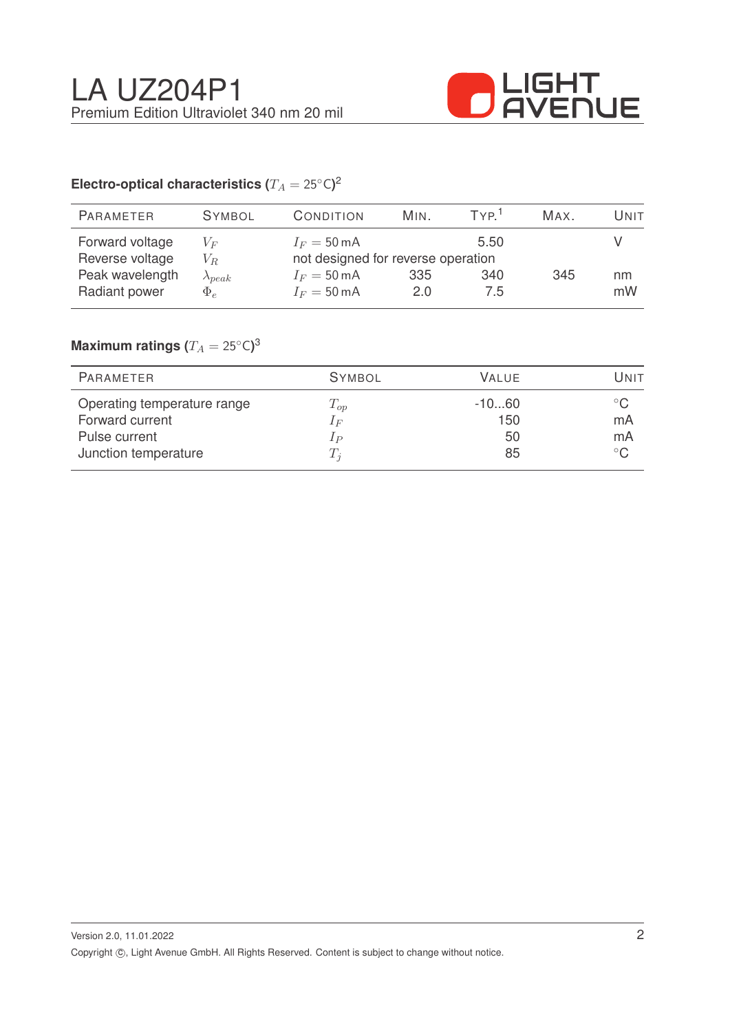# LA UZ204P1

Premium Edition Ultraviolet 340 nm 20 mil

### Electro-optical characteristics ($T_A = 25°C$)[2]

| PARAMETER | SYMBOL | CONDITION | MIN. | TYP.[1] | MAX. | UNIT |
|---|---|---|---|---|---|---|
| Forward voltage | $V_F$ | $I_F = 50\,mA$ | | 5.50 | | V |
| Reverse voltage | $V_R$ | not designed for reverse operation | | | | |
| Peak wavelength | $\lambda_{peak}$ | $I_F = 50\,mA$ | 335 | 340 | 345 | nm |
| Radiant power | $\Phi_e$ | $I_F = 50\,mA$ | 2.0 | 7.5 | | mW |

### Maximum ratings ($T_A = 25°C$)[3]

| PARAMETER | SYMBOL | VALUE | UNIT |
|---|---|---|---|
| Operating temperature range | $T_{op}$ | -10...60 | °C |
| Forward current | $I_F$ | 150 | mA |
| Pulse current | $I_P$ | 50 | mA |
| Junction temperature | $T_j$ | 85 | °C |

Version 2.0, 11.01.2022

Copyright ©, Light Avenue GmbH. All Rights Reserved. Content is subject to change without notice.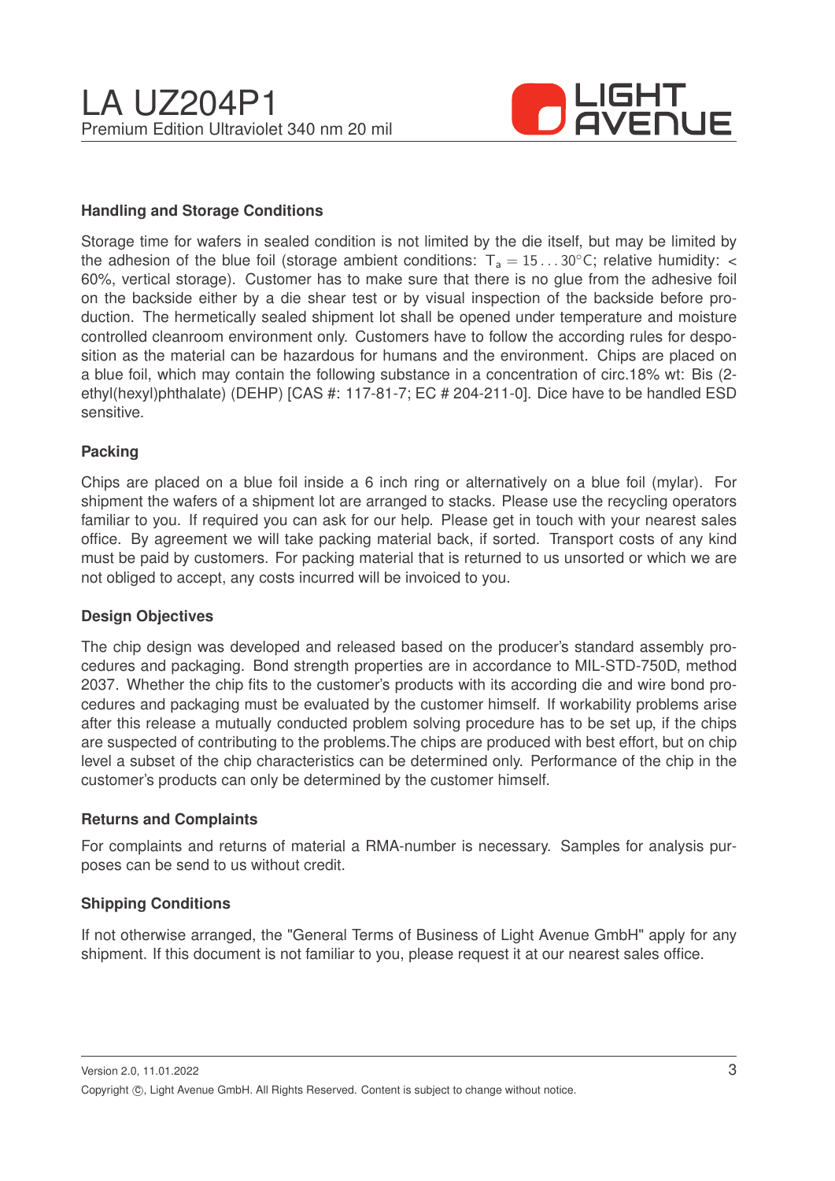## Handling and Storage Conditions

Storage time for wafers in sealed condition is not limited by the die itself, but may be limited by the adhesion of the blue foil (storage ambient conditions: $T_a = 15 \ldots 30°C$; relative humidity: < 60%, vertical storage). Customer has to make sure that there is no glue from the adhesive foil on the backside either by a die shear test or by visual inspection of the backside before production. The hermetically sealed shipment lot shall be opened under temperature and moisture controlled cleanroom environment only. Customers have to follow the according rules for desposition as the material can be hazardous for humans and the environment. Chips are placed on a blue foil, which may contain the following substance in a concentration of circ.18% wt: Bis (2-ethyl(hexyl)phthalate) (DEHP) [CAS #: 117-81-7; EC # 204-211-0]. Dice have to be handled ESD sensitive.

## Packing

Chips are placed on a blue foil inside a 6 inch ring or alternatively on a blue foil (mylar). For shipment the wafers of a shipment lot are arranged to stacks. Please use the recycling operators familiar to you. If required you can ask for our help. Please get in touch with your nearest sales office. By agreement we will take packing material back, if sorted. Transport costs of any kind must be paid by customers. For packing material that is returned to us unsorted or which we are not obliged to accept, any costs incurred will be invoiced to you.

## Design Objectives

The chip design was developed and released based on the producer's standard assembly procedures and packaging. Bond strength properties are in accordance to MIL-STD-750D, method 2037. Whether the chip fits to the customer's products with its according die and wire bond procedures and packaging must be evaluated by the customer himself. If workability problems arise after this release a mutually conducted problem solving procedure has to be set up, if the chips are suspected of contributing to the problems.The chips are produced with best effort, but on chip level a subset of the chip characteristics can be determined only. Performance of the chip in the customer's products can only be determined by the customer himself.

## Returns and Complaints

For complaints and returns of material a RMA-number is necessary. Samples for analysis purposes can be send to us without credit.

## Shipping Conditions

If not otherwise arranged, the "General Terms of Business of Light Avenue GmbH" apply for any shipment. If this document is not familiar to you, please request it at our nearest sales office.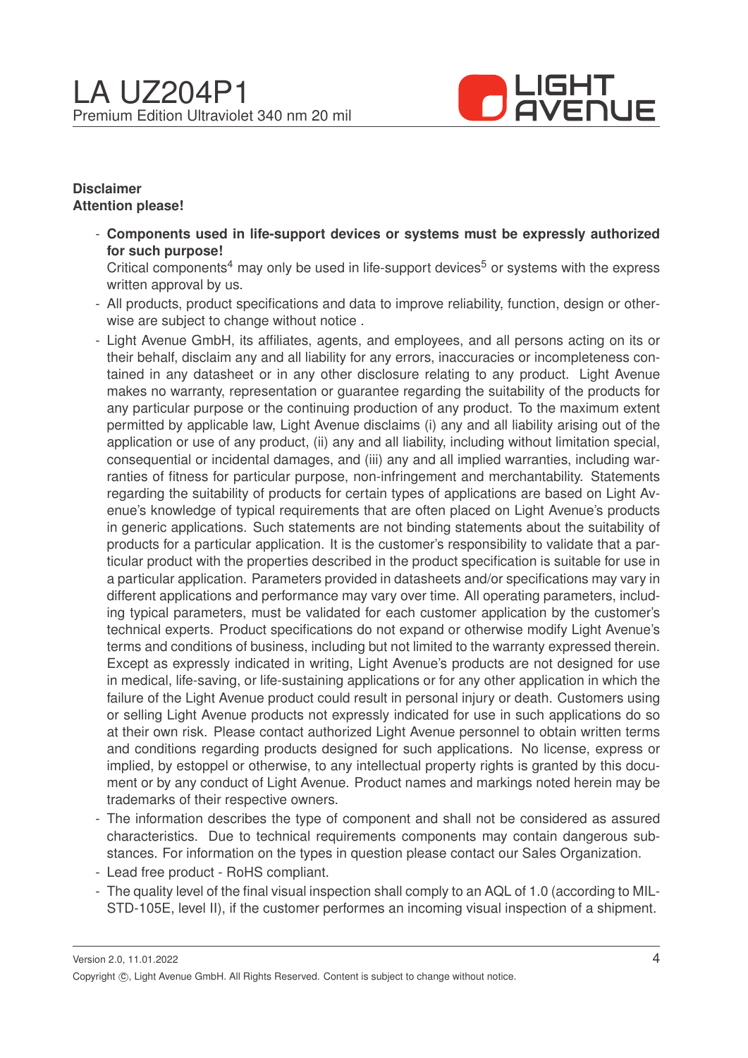**Disclaimer**
**Attention please!**

- **Components used in life-support devices or systems must be expressly authorized for such purpose!**
  Critical components[4] may only be used in life-support devices[5] or systems with the express written approval by us.
- All products, product specifications and data to improve reliability, function, design or otherwise are subject to change without notice .
- Light Avenue GmbH, its affiliates, agents, and employees, and all persons acting on its or their behalf, disclaim any and all liability for any errors, inaccuracies or incompleteness contained in any datasheet or in any other disclosure relating to any product. Light Avenue makes no warranty, representation or guarantee regarding the suitability of the products for any particular purpose or the continuing production of any product. To the maximum extent permitted by applicable law, Light Avenue disclaims (i) any and all liability arising out of the application or use of any product, (ii) any and all liability, including without limitation special, consequential or incidental damages, and (iii) any and all implied warranties, including warranties of fitness for particular purpose, non-infringement and merchantability. Statements regarding the suitability of products for certain types of applications are based on Light Avenue's knowledge of typical requirements that are often placed on Light Avenue's products in generic applications. Such statements are not binding statements about the suitability of products for a particular application. It is the customer's responsibility to validate that a particular product with the properties described in the product specification is suitable for use in a particular application. Parameters provided in datasheets and/or specifications may vary in different applications and performance may vary over time. All operating parameters, including typical parameters, must be validated for each customer application by the customer's technical experts. Product specifications do not expand or otherwise modify Light Avenue's terms and conditions of business, including but not limited to the warranty expressed therein. Except as expressly indicated in writing, Light Avenue's products are not designed for use in medical, life-saving, or life-sustaining applications or for any other application in which the failure of the Light Avenue product could result in personal injury or death. Customers using or selling Light Avenue products not expressly indicated for use in such applications do so at their own risk. Please contact authorized Light Avenue personnel to obtain written terms and conditions regarding products designed for such applications. No license, express or implied, by estoppel or otherwise, to any intellectual property rights is granted by this document or by any conduct of Light Avenue. Product names and markings noted herein may be trademarks of their respective owners.
- The information describes the type of component and shall not be considered as assured characteristics. Due to technical requirements components may contain dangerous substances. For information on the types in question please contact our Sales Organization.
- Lead free product - RoHS compliant.
- The quality level of the final visual inspection shall comply to an AQL of 1.0 (according to MIL-STD-105E, level II), if the customer performes an incoming visual inspection of a shipment.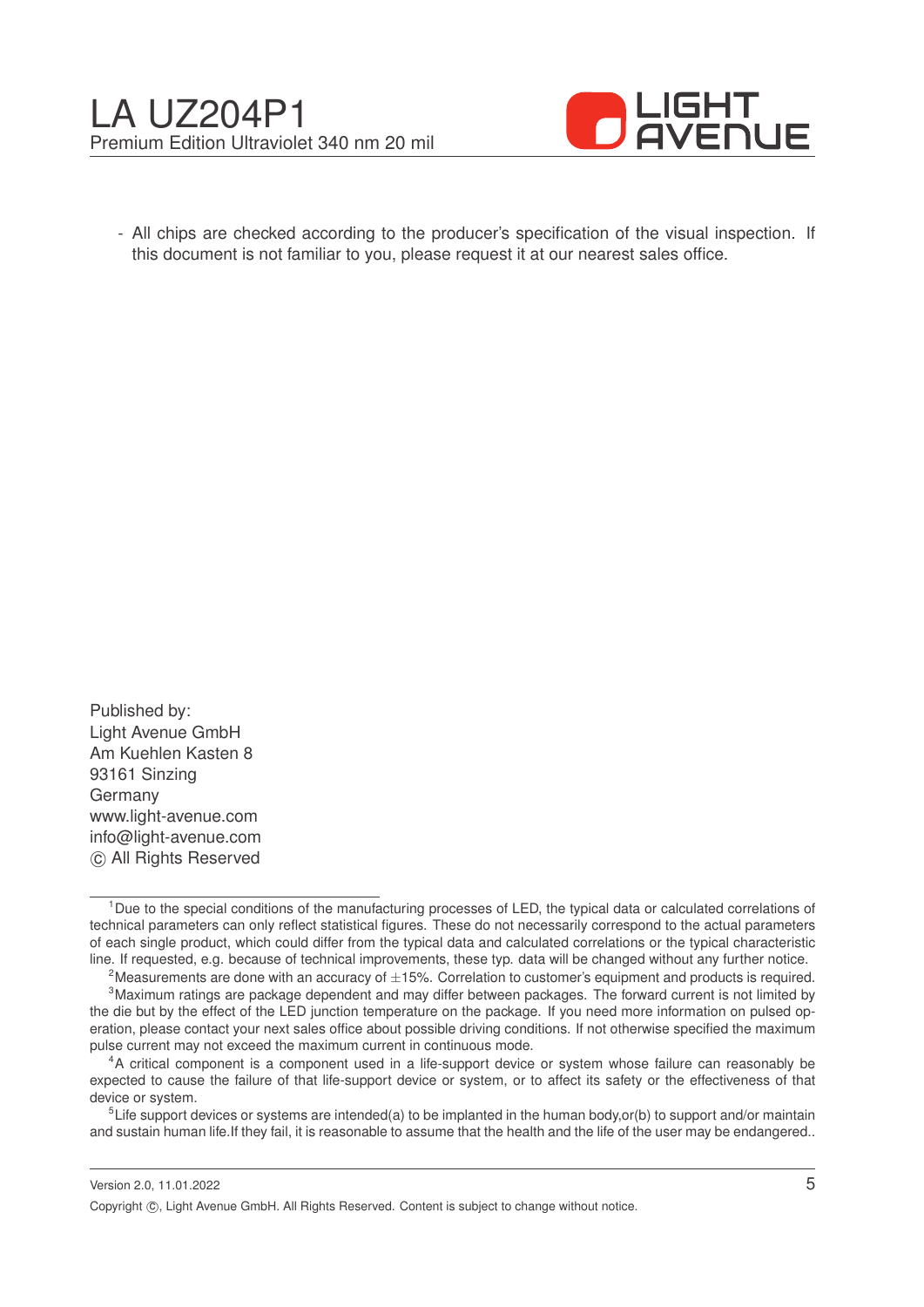- All chips are checked according to the producer's specification of the visual inspection. If this document is not familiar to you, please request it at our nearest sales office.

Published by:
Light Avenue GmbH
Am Kuehlen Kasten 8
93161 Sinzing
Germany
www.light-avenue.com
info@light-avenue.com
© All Rights Reserved

[1] Due to the special conditions of the manufacturing processes of LED, the typical data or calculated correlations of technical parameters can only reflect statistical figures. These do not necessarily correspond to the actual parameters of each single product, which could differ from the typical data and calculated correlations or the typical characteristic line. If requested, e.g. because of technical improvements, these typ. data will be changed without any further notice.

[2] Measurements are done with an accuracy of $\pm$15%. Correlation to customer's equipment and products is required.

[3] Maximum ratings are package dependent and may differ between packages. The forward current is not limited by the die but by the effect of the LED junction temperature on the package. If you need more information on pulsed operation, please contact your next sales office about possible driving conditions. If not otherwise specified the maximum pulse current may not exceed the maximum current in continuous mode.

[4] A critical component is a component used in a life-support device or system whose failure can reasonably be expected to cause the failure of that life-support device or system, or to affect its safety or the effectiveness of that device or system.

[5] Life support devices or systems are intended(a) to be implanted in the human body,or(b) to support and/or maintain and sustain human life.If they fail, it is reasonable to assume that the health and the life of the user may be endangered..